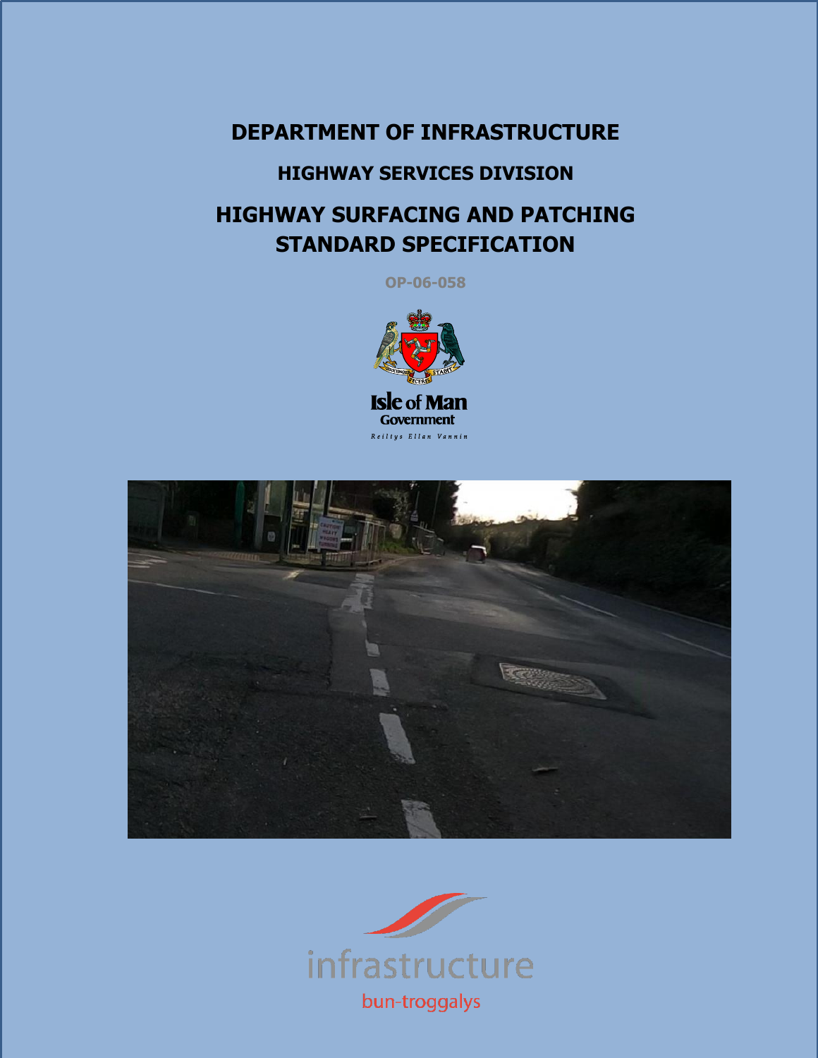# DEPARTMENT OF INFRASTRUCTURE

## HIGHWAY SERVICES DIVISION

## HIGHWAY SURFACING AND PATCHING STANDARD SPECIFICATION

OP-06-058

Isle of Man Government

Reiltys Ellan Vannin

infrastructure

bun-troggalys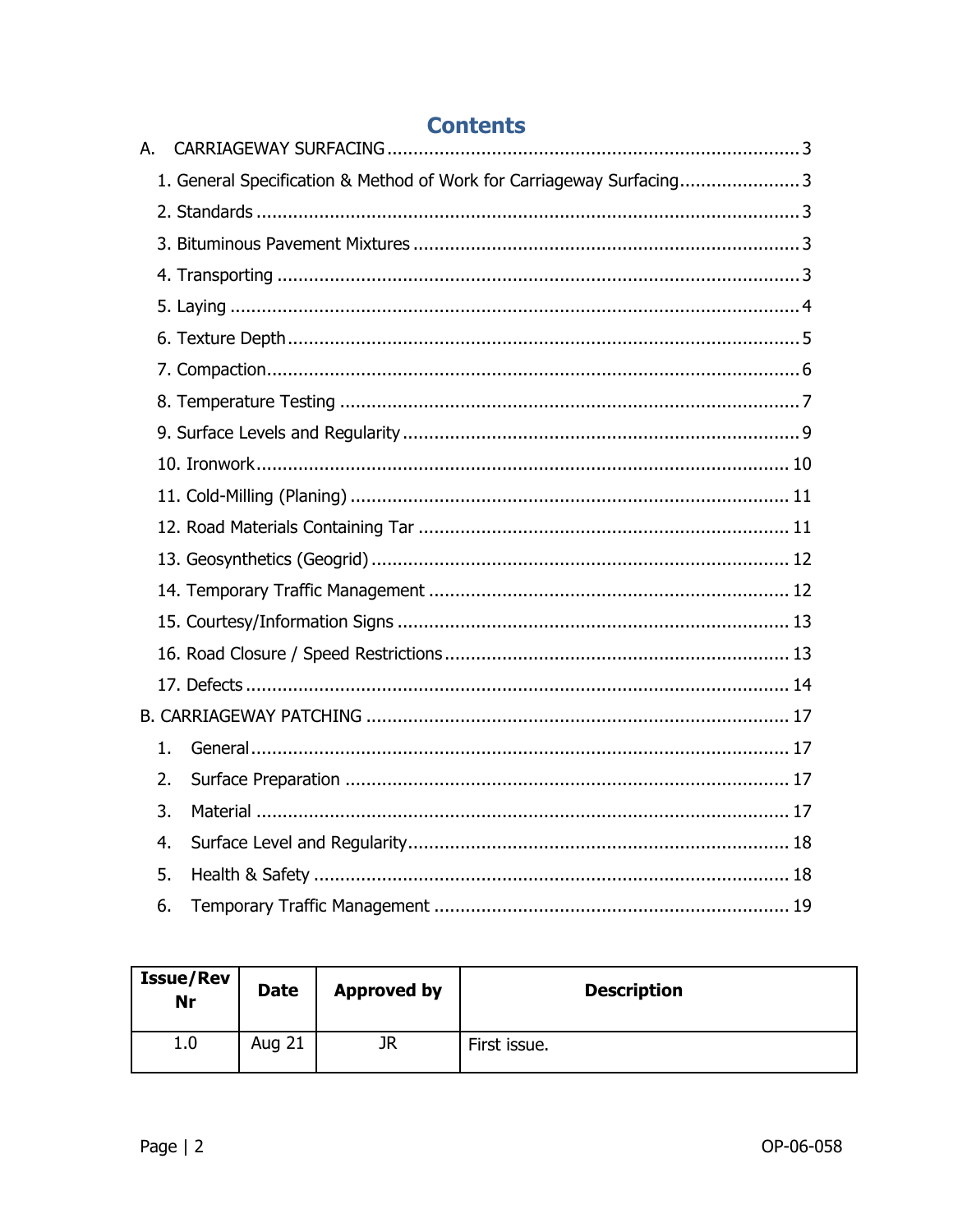# Contents

A. CARRIAGEWAY SURFACING ........................................ 3

1. General Specification & Method of Work for Carriageway Surfacing ........ 3
2. Standards ........................................ 3
3. Bituminous Pavement Mixtures ........................................ 3
4. Transporting ........................................ 3
5. Laying ........................................ 4
6. Texture Depth ........................................ 5
7. Compaction ........................................ 6
8. Temperature Testing ........................................ 7
9. Surface Levels and Regularity ........................................ 9
10. Ironwork ........................................ 10
11. Cold-Milling (Planing) ........................................ 11
12. Road Materials Containing Tar ........................................ 11
13. Geosynthetics (Geogrid) ........................................ 12
14. Temporary Traffic Management ........................................ 12
15. Courtesy/Information Signs ........................................ 13
16. Road Closure / Speed Restrictions ........................................ 13
17. Defects ........................................ 14

B. CARRIAGEWAY PATCHING ........................................ 17

1. General ........................................ 17
2. Surface Preparation ........................................ 17
3. Material ........................................ 17
4. Surface Level and Regularity ........................................ 18
5. Health & Safety ........................................ 18
6. Temporary Traffic Management ........................................ 19

| Issue/Rev Nr | Date | Approved by | Description |
|---|---|---|---|
| 1.0 | Aug 21 | JR | First issue. |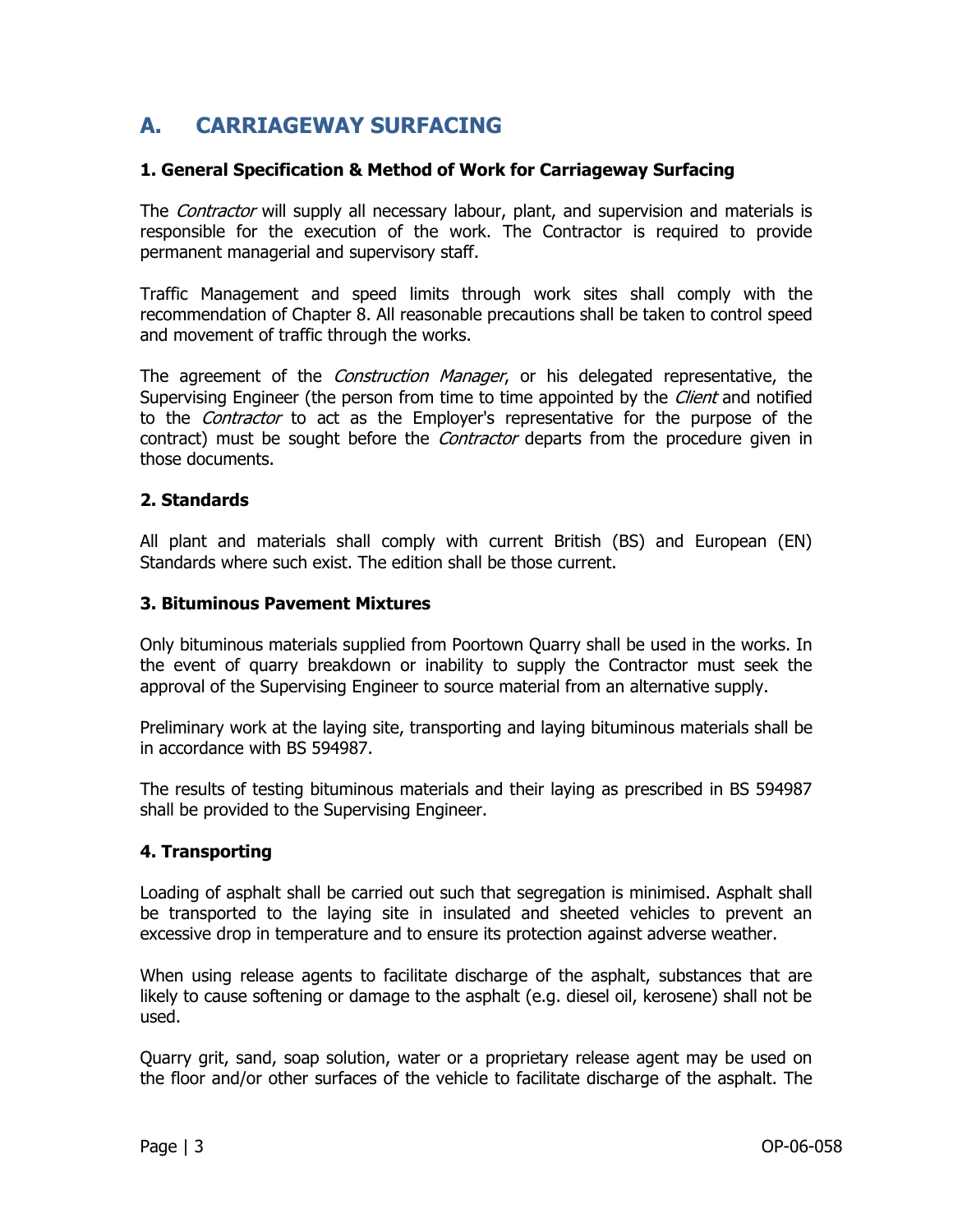# A. CARRIAGEWAY SURFACING

### 1. General Specification & Method of Work for Carriageway Surfacing

The *Contractor* will supply all necessary labour, plant, and supervision and materials is responsible for the execution of the work. The Contractor is required to provide permanent managerial and supervisory staff.

Traffic Management and speed limits through work sites shall comply with the recommendation of Chapter 8. All reasonable precautions shall be taken to control speed and movement of traffic through the works.

The agreement of the *Construction Manager*, or his delegated representative, the Supervising Engineer (the person from time to time appointed by the *Client* and notified to the *Contractor* to act as the Employer's representative for the purpose of the contract) must be sought before the *Contractor* departs from the procedure given in those documents.

### 2. Standards

All plant and materials shall comply with current British (BS) and European (EN) Standards where such exist. The edition shall be those current.

### 3. Bituminous Pavement Mixtures

Only bituminous materials supplied from Poortown Quarry shall be used in the works. In the event of quarry breakdown or inability to supply the Contractor must seek the approval of the Supervising Engineer to source material from an alternative supply.

Preliminary work at the laying site, transporting and laying bituminous materials shall be in accordance with BS 594987.

The results of testing bituminous materials and their laying as prescribed in BS 594987 shall be provided to the Supervising Engineer.

### 4. Transporting

Loading of asphalt shall be carried out such that segregation is minimised. Asphalt shall be transported to the laying site in insulated and sheeted vehicles to prevent an excessive drop in temperature and to ensure its protection against adverse weather.

When using release agents to facilitate discharge of the asphalt, substances that are likely to cause softening or damage to the asphalt (e.g. diesel oil, kerosene) shall not be used.

Quarry grit, sand, soap solution, water or a proprietary release agent may be used on the floor and/or other surfaces of the vehicle to facilitate discharge of the asphalt. The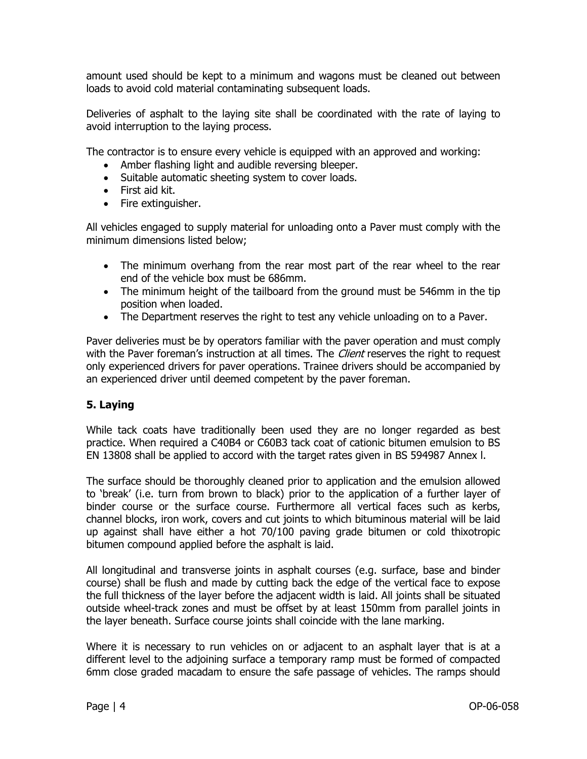amount used should be kept to a minimum and wagons must be cleaned out between loads to avoid cold material contaminating subsequent loads.

Deliveries of asphalt to the laying site shall be coordinated with the rate of laying to avoid interruption to the laying process.

The contractor is to ensure every vehicle is equipped with an approved and working:

- Amber flashing light and audible reversing bleeper.
- Suitable automatic sheeting system to cover loads.
- First aid kit.
- Fire extinguisher.

All vehicles engaged to supply material for unloading onto a Paver must comply with the minimum dimensions listed below;

- The minimum overhang from the rear most part of the rear wheel to the rear end of the vehicle box must be 686mm.
- The minimum height of the tailboard from the ground must be 546mm in the tip position when loaded.
- The Department reserves the right to test any vehicle unloading on to a Paver.

Paver deliveries must be by operators familiar with the paver operation and must comply with the Paver foreman's instruction at all times. The *Client* reserves the right to request only experienced drivers for paver operations. Trainee drivers should be accompanied by an experienced driver until deemed competent by the paver foreman.

## 5. Laying

While tack coats have traditionally been used they are no longer regarded as best practice. When required a C40B4 or C60B3 tack coat of cationic bitumen emulsion to BS EN 13808 shall be applied to accord with the target rates given in BS 594987 Annex l.

The surface should be thoroughly cleaned prior to application and the emulsion allowed to 'break' (i.e. turn from brown to black) prior to the application of a further layer of binder course or the surface course. Furthermore all vertical faces such as kerbs, channel blocks, iron work, covers and cut joints to which bituminous material will be laid up against shall have either a hot 70/100 paving grade bitumen or cold thixotropic bitumen compound applied before the asphalt is laid.

All longitudinal and transverse joints in asphalt courses (e.g. surface, base and binder course) shall be flush and made by cutting back the edge of the vertical face to expose the full thickness of the layer before the adjacent width is laid. All joints shall be situated outside wheel-track zones and must be offset by at least 150mm from parallel joints in the layer beneath. Surface course joints shall coincide with the lane marking.

Where it is necessary to run vehicles on or adjacent to an asphalt layer that is at a different level to the adjoining surface a temporary ramp must be formed of compacted 6mm close graded macadam to ensure the safe passage of vehicles. The ramps should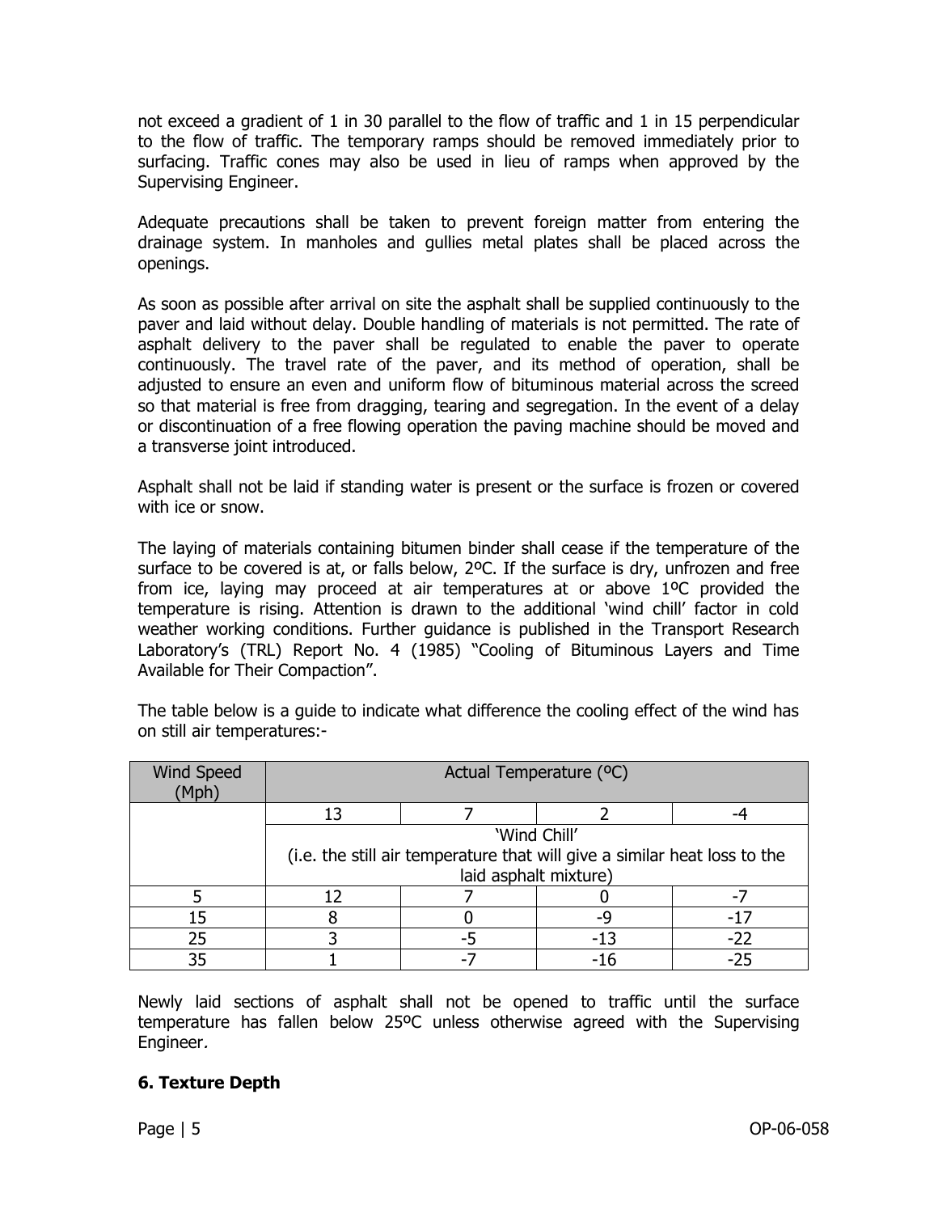not exceed a gradient of 1 in 30 parallel to the flow of traffic and 1 in 15 perpendicular to the flow of traffic. The temporary ramps should be removed immediately prior to surfacing. Traffic cones may also be used in lieu of ramps when approved by the Supervising Engineer.

Adequate precautions shall be taken to prevent foreign matter from entering the drainage system. In manholes and gullies metal plates shall be placed across the openings.

As soon as possible after arrival on site the asphalt shall be supplied continuously to the paver and laid without delay. Double handling of materials is not permitted. The rate of asphalt delivery to the paver shall be regulated to enable the paver to operate continuously. The travel rate of the paver, and its method of operation, shall be adjusted to ensure an even and uniform flow of bituminous material across the screed so that material is free from dragging, tearing and segregation. In the event of a delay or discontinuation of a free flowing operation the paving machine should be moved and a transverse joint introduced.

Asphalt shall not be laid if standing water is present or the surface is frozen or covered with ice or snow.

The laying of materials containing bitumen binder shall cease if the temperature of the surface to be covered is at, or falls below, 2ºC. If the surface is dry, unfrozen and free from ice, laying may proceed at air temperatures at or above 1ºC provided the temperature is rising. Attention is drawn to the additional 'wind chill' factor in cold weather working conditions. Further guidance is published in the Transport Research Laboratory's (TRL) Report No. 4 (1985) "Cooling of Bituminous Layers and Time Available for Their Compaction".

The table below is a guide to indicate what difference the cooling effect of the wind has on still air temperatures:-

| Wind Speed (Mph) | Actual Temperature (ºC) | | | |
|---|---|---|---|---|
| | 13 | 7 | 2 | -4 |
| | 'Wind Chill' (i.e. the still air temperature that will give a similar heat loss to the laid asphalt mixture) | | | |
| 5 | 12 | 7 | 0 | -7 |
| 15 | 8 | 0 | -9 | -17 |
| 25 | 3 | -5 | -13 | -22 |
| 35 | 1 | -7 | -16 | -25 |

Newly laid sections of asphalt shall not be opened to traffic until the surface temperature has fallen below 25ºC unless otherwise agreed with the Supervising Engineer.

## 6. Texture Depth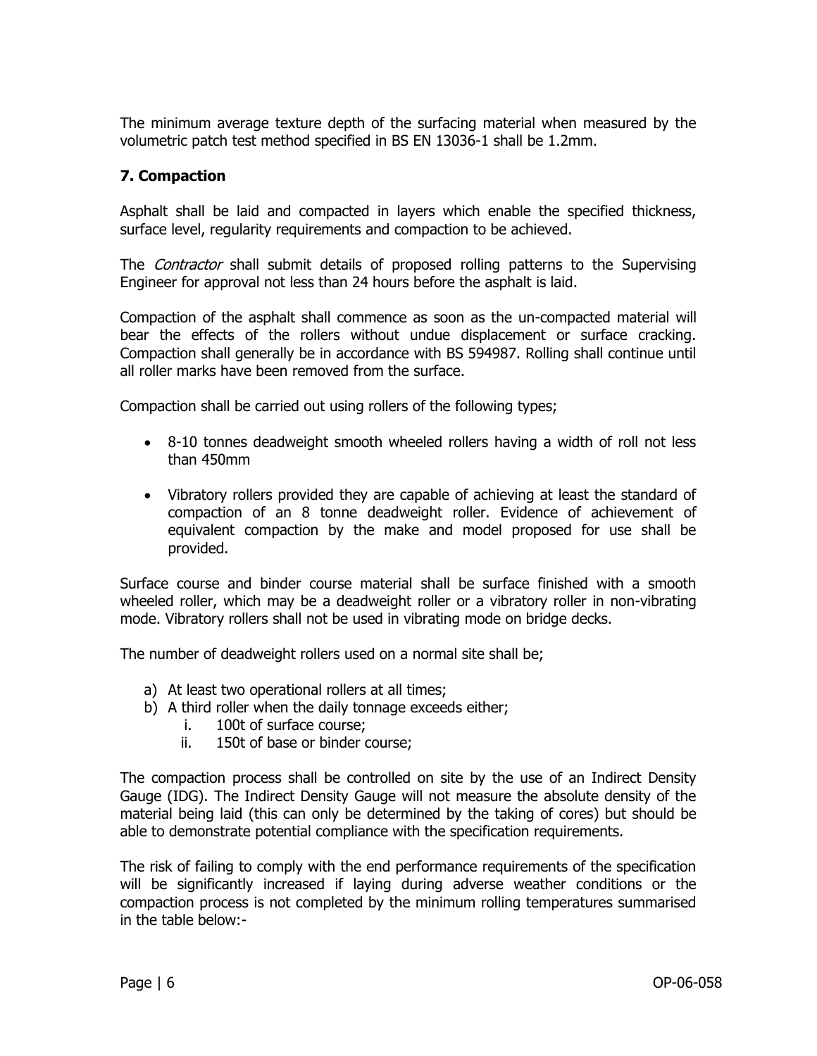The minimum average texture depth of the surfacing material when measured by the volumetric patch test method specified in BS EN 13036-1 shall be 1.2mm.

## 7. Compaction

Asphalt shall be laid and compacted in layers which enable the specified thickness, surface level, regularity requirements and compaction to be achieved.

The *Contractor* shall submit details of proposed rolling patterns to the Supervising Engineer for approval not less than 24 hours before the asphalt is laid.

Compaction of the asphalt shall commence as soon as the un-compacted material will bear the effects of the rollers without undue displacement or surface cracking. Compaction shall generally be in accordance with BS 594987. Rolling shall continue until all roller marks have been removed from the surface.

Compaction shall be carried out using rollers of the following types;

- 8-10 tonnes deadweight smooth wheeled rollers having a width of roll not less than 450mm
- Vibratory rollers provided they are capable of achieving at least the standard of compaction of an 8 tonne deadweight roller. Evidence of achievement of equivalent compaction by the make and model proposed for use shall be provided.

Surface course and binder course material shall be surface finished with a smooth wheeled roller, which may be a deadweight roller or a vibratory roller in non-vibrating mode. Vibratory rollers shall not be used in vibrating mode on bridge decks.

The number of deadweight rollers used on a normal site shall be;

a) At least two operational rollers at all times;
b) A third roller when the daily tonnage exceeds either;
   i. 100t of surface course;
   ii. 150t of base or binder course;

The compaction process shall be controlled on site by the use of an Indirect Density Gauge (IDG). The Indirect Density Gauge will not measure the absolute density of the material being laid (this can only be determined by the taking of cores) but should be able to demonstrate potential compliance with the specification requirements.

The risk of failing to comply with the end performance requirements of the specification will be significantly increased if laying during adverse weather conditions or the compaction process is not completed by the minimum rolling temperatures summarised in the table below:-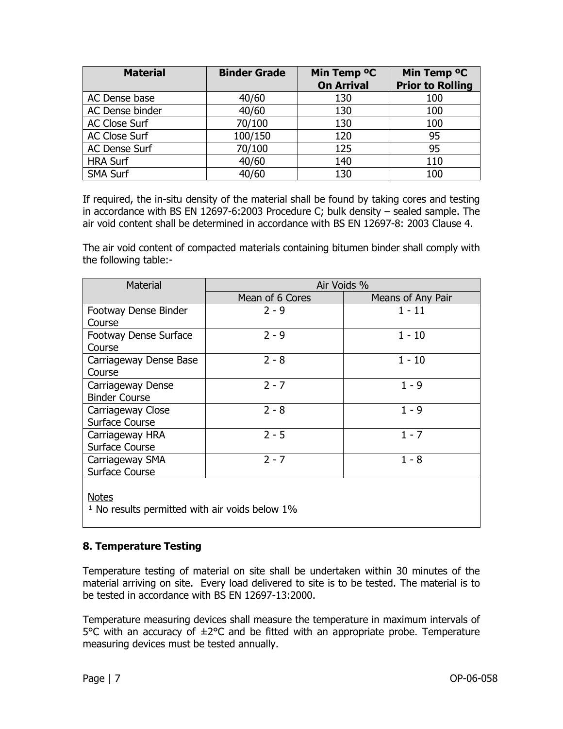| Material | Binder Grade | Min Temp ºC On Arrival | Min Temp ºC Prior to Rolling |
| --- | --- | --- | --- |
| AC Dense base | 40/60 | 130 | 100 |
| AC Dense binder | 40/60 | 130 | 100 |
| AC Close Surf | 70/100 | 130 | 100 |
| AC Close Surf | 100/150 | 120 | 95 |
| AC Dense Surf | 70/100 | 125 | 95 |
| HRA Surf | 40/60 | 140 | 110 |
| SMA Surf | 40/60 | 130 | 100 |

If required, the in-situ density of the material shall be found by taking cores and testing in accordance with BS EN 12697-6:2003 Procedure C; bulk density – sealed sample. The air void content shall be determined in accordance with BS EN 12697-8: 2003 Clause 4.

The air void content of compacted materials containing bitumen binder shall comply with the following table:-

| Material | Air Voids % | |
| --- | --- | --- |
| | Mean of 6 Cores | Means of Any Pair |
| Footway Dense Binder Course | 2 - 9 | 1 - 11 |
| Footway Dense Surface Course | 2 - 9 | 1 - 10 |
| Carriageway Dense Base Course | 2 - 8 | 1 - 10 |
| Carriageway Dense Binder Course | 2 - 7 | 1 - 9 |
| Carriageway Close Surface Course | 2 - 8 | 1 - 9 |
| Carriageway HRA Surface Course | 2 - 5 | 1 - 7 |
| Carriageway SMA Surface Course | 2 - 7 | 1 - 8 |

Notes

[1] No results permitted with air voids below 1%

## 8. Temperature Testing

Temperature testing of material on site shall be undertaken within 30 minutes of the material arriving on site. Every load delivered to site is to be tested. The material is to be tested in accordance with BS EN 12697-13:2000.

Temperature measuring devices shall measure the temperature in maximum intervals of 5°C with an accuracy of ±2°C and be fitted with an appropriate probe. Temperature measuring devices must be tested annually.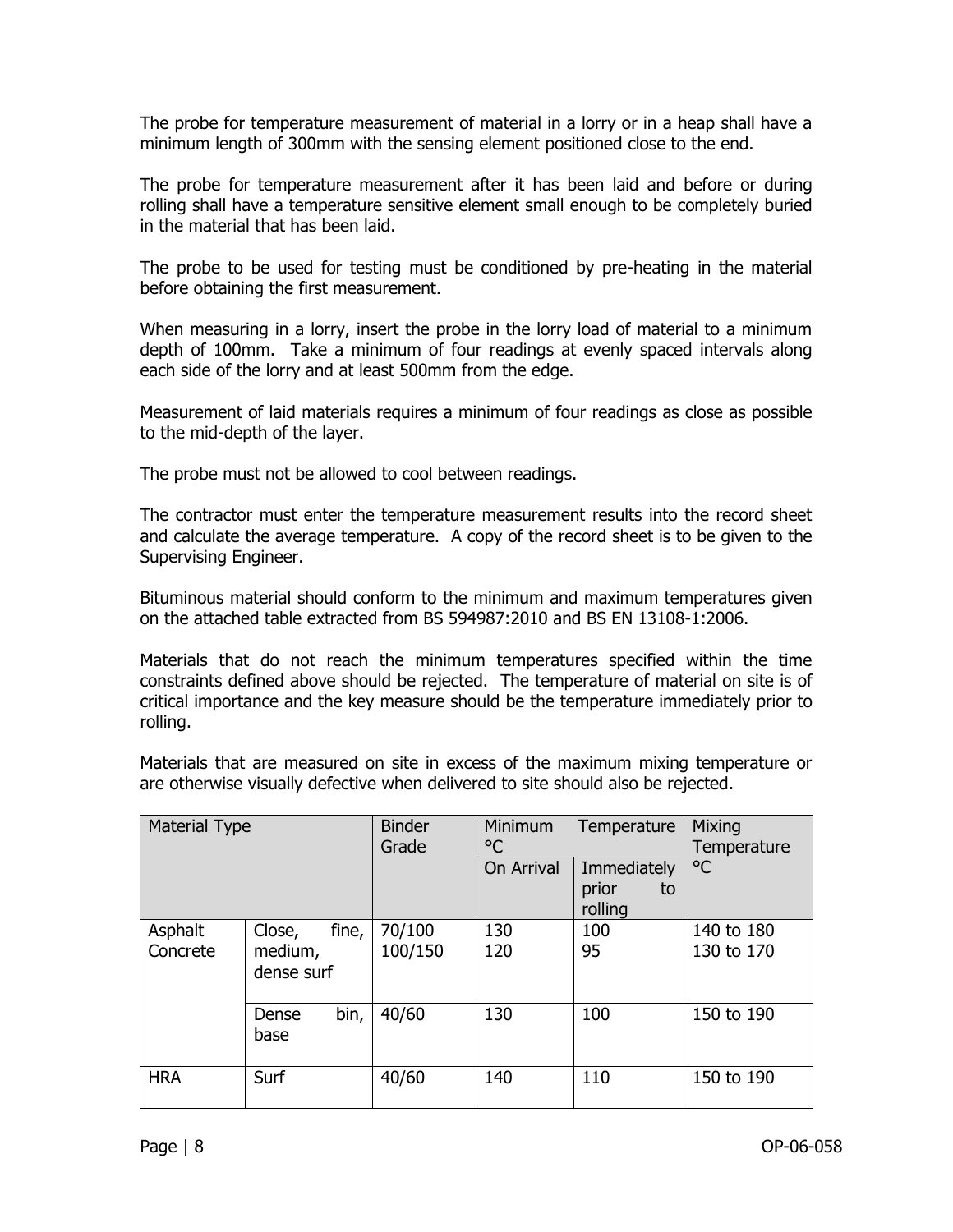The probe for temperature measurement of material in a lorry or in a heap shall have a minimum length of 300mm with the sensing element positioned close to the end.

The probe for temperature measurement after it has been laid and before or during rolling shall have a temperature sensitive element small enough to be completely buried in the material that has been laid.

The probe to be used for testing must be conditioned by pre-heating in the material before obtaining the first measurement.

When measuring in a lorry, insert the probe in the lorry load of material to a minimum depth of 100mm. Take a minimum of four readings at evenly spaced intervals along each side of the lorry and at least 500mm from the edge.

Measurement of laid materials requires a minimum of four readings as close as possible to the mid-depth of the layer.

The probe must not be allowed to cool between readings.

The contractor must enter the temperature measurement results into the record sheet and calculate the average temperature. A copy of the record sheet is to be given to the Supervising Engineer.

Bituminous material should conform to the minimum and maximum temperatures given on the attached table extracted from BS 594987:2010 and BS EN 13108-1:2006.

Materials that do not reach the minimum temperatures specified within the time constraints defined above should be rejected. The temperature of material on site is of critical importance and the key measure should be the temperature immediately prior to rolling.

Materials that are measured on site in excess of the maximum mixing temperature or are otherwise visually defective when delivered to site should also be rejected.

| Material Type | | Binder Grade | Minimum Temperature °C | | Mixing Temperature °C |
|---|---|---|---|---|---|
| | | | On Arrival | Immediately prior to rolling | |
| Asphalt Concrete | Close, fine, medium, dense surf | 70/100<br>100/150 | 130<br>120 | 100<br>95 | 140 to 180<br>130 to 170 |
| | Dense bin, base | 40/60 | 130 | 100 | 150 to 190 |
| HRA | Surf | 40/60 | 140 | 110 | 150 to 190 |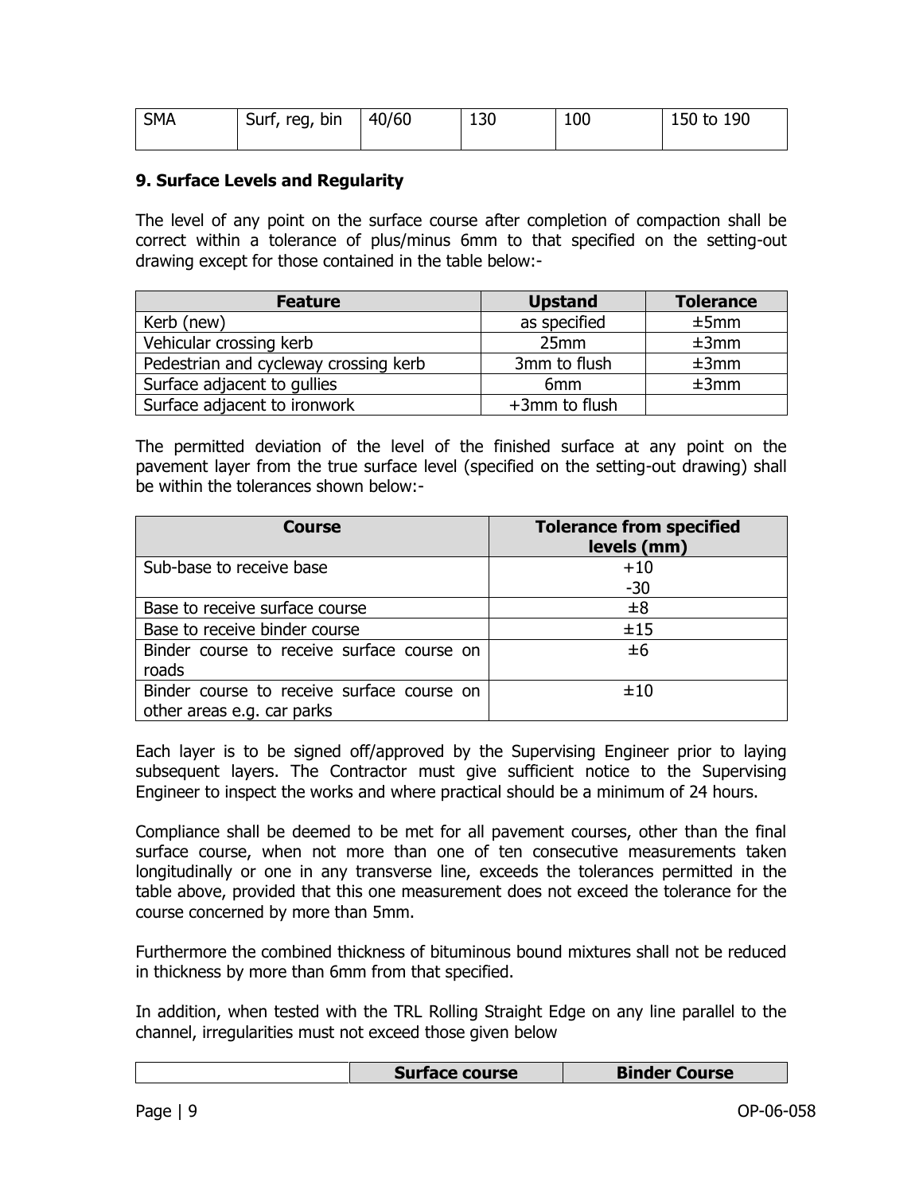| SMA | Surf, reg, bin | 40/60 | 130 | 100 | 150 to 190 |
|---|---|---|---|---|---|

**9. Surface Levels and Regularity**

The level of any point on the surface course after completion of compaction shall be correct within a tolerance of plus/minus 6mm to that specified on the setting-out drawing except for those contained in the table below:-

| Feature | Upstand | Tolerance |
|---|---|---|
| Kerb (new) | as specified | ±5mm |
| Vehicular crossing kerb | 25mm | ±3mm |
| Pedestrian and cycleway crossing kerb | 3mm to flush | ±3mm |
| Surface adjacent to gullies | 6mm | ±3mm |
| Surface adjacent to ironwork | +3mm to flush | |

The permitted deviation of the level of the finished surface at any point on the pavement layer from the true surface level (specified on the setting-out drawing) shall be within the tolerances shown below:-

| Course | Tolerance from specified levels (mm) |
|---|---|
| Sub-base to receive base | +10<br>-30 |
| Base to receive surface course | ±8 |
| Base to receive binder course | ±15 |
| Binder course to receive surface course on roads | ±6 |
| Binder course to receive surface course on other areas e.g. car parks | ±10 |

Each layer is to be signed off/approved by the Supervising Engineer prior to laying subsequent layers. The Contractor must give sufficient notice to the Supervising Engineer to inspect the works and where practical should be a minimum of 24 hours.

Compliance shall be deemed to be met for all pavement courses, other than the final surface course, when not more than one of ten consecutive measurements taken longitudinally or one in any transverse line, exceeds the tolerances permitted in the table above, provided that this one measurement does not exceed the tolerance for the course concerned by more than 5mm.

Furthermore the combined thickness of bituminous bound mixtures shall not be reduced in thickness by more than 6mm from that specified.

In addition, when tested with the TRL Rolling Straight Edge on any line parallel to the channel, irregularities must not exceed those given below

| | Surface course | Binder Course |
|---|---|---|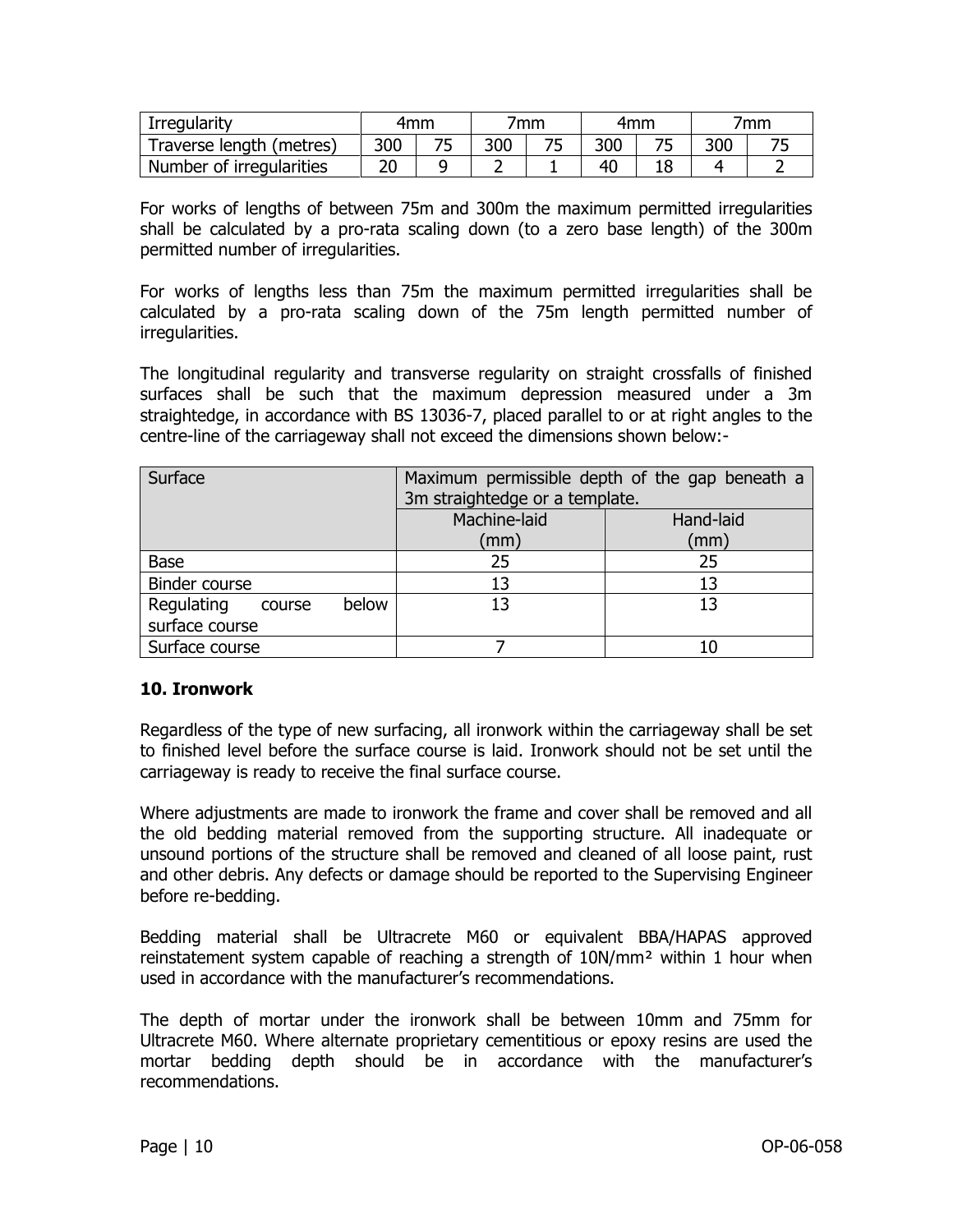| Irregularity | 4mm | | 7mm | | 4mm | | 7mm | |
|---|---|---|---|---|---|---|---|---|
| Traverse length (metres) | 300 | 75 | 300 | 75 | 300 | 75 | 300 | 75 |
| Number of irregularities | 20 | 9 | 2 | 1 | 40 | 18 | 4 | 2 |

For works of lengths of between 75m and 300m the maximum permitted irregularities shall be calculated by a pro-rata scaling down (to a zero base length) of the 300m permitted number of irregularities.

For works of lengths less than 75m the maximum permitted irregularities shall be calculated by a pro-rata scaling down of the 75m length permitted number of irregularities.

The longitudinal regularity and transverse regularity on straight crossfalls of finished surfaces shall be such that the maximum depression measured under a 3m straightedge, in accordance with BS 13036-7, placed parallel to or at right angles to the centre-line of the carriageway shall not exceed the dimensions shown below:-

| Surface | Maximum permissible depth of the gap beneath a 3m straightedge or a template. | |
|---|---|---|
| | Machine-laid (mm) | Hand-laid (mm) |
| Base | 25 | 25 |
| Binder course | 13 | 13 |
| Regulating course below surface course | 13 | 13 |
| Surface course | 7 | 10 |

### 10. Ironwork

Regardless of the type of new surfacing, all ironwork within the carriageway shall be set to finished level before the surface course is laid. Ironwork should not be set until the carriageway is ready to receive the final surface course.

Where adjustments are made to ironwork the frame and cover shall be removed and all the old bedding material removed from the supporting structure. All inadequate or unsound portions of the structure shall be removed and cleaned of all loose paint, rust and other debris. Any defects or damage should be reported to the Supervising Engineer before re-bedding.

Bedding material shall be Ultracrete M60 or equivalent BBA/HAPAS approved reinstatement system capable of reaching a strength of 10N/mm² within 1 hour when used in accordance with the manufacturer's recommendations.

The depth of mortar under the ironwork shall be between 10mm and 75mm for Ultracrete M60. Where alternate proprietary cementitious or epoxy resins are used the mortar bedding depth should be in accordance with the manufacturer's recommendations.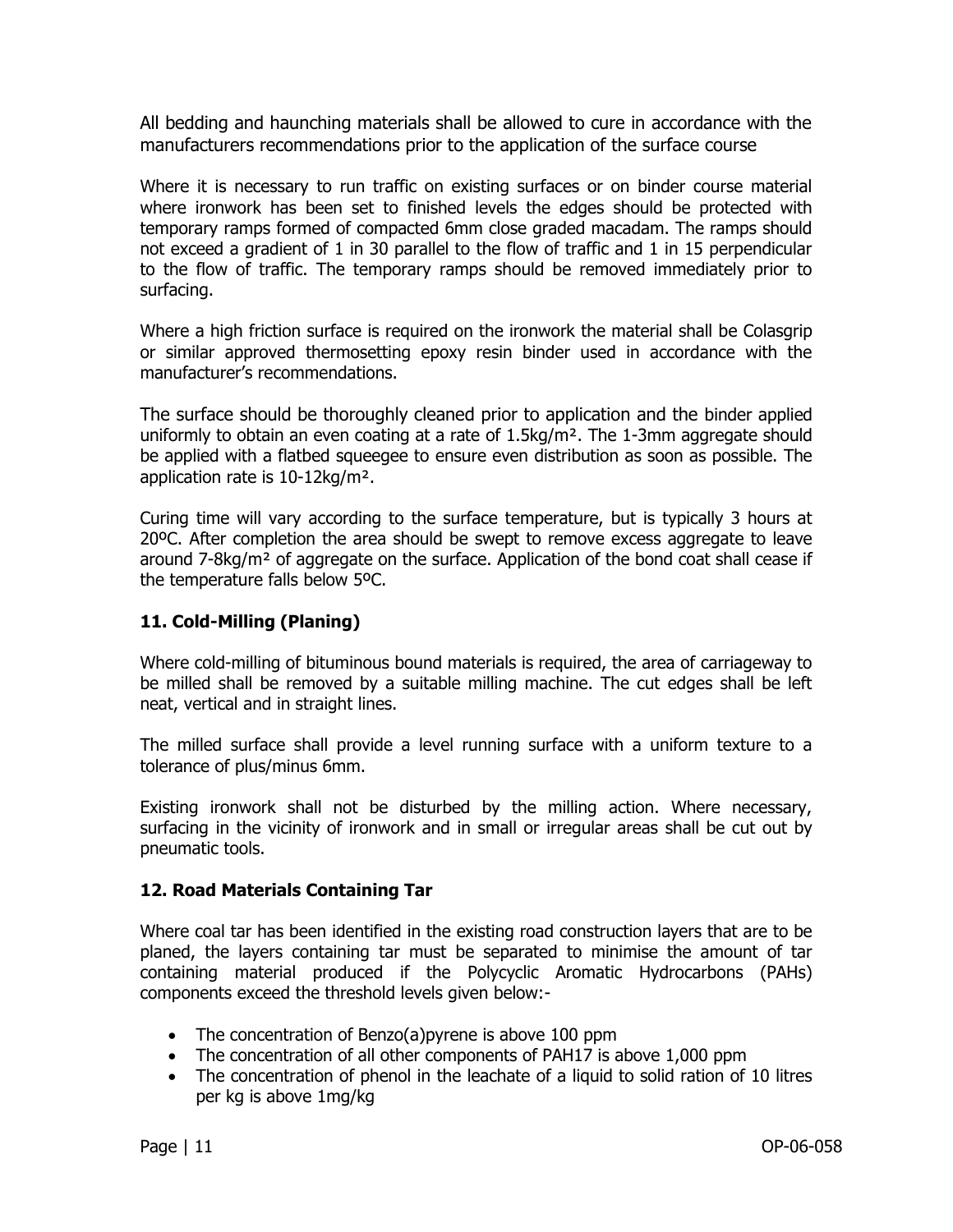All bedding and haunching materials shall be allowed to cure in accordance with the manufacturers recommendations prior to the application of the surface course

Where it is necessary to run traffic on existing surfaces or on binder course material where ironwork has been set to finished levels the edges should be protected with temporary ramps formed of compacted 6mm close graded macadam. The ramps should not exceed a gradient of 1 in 30 parallel to the flow of traffic and 1 in 15 perpendicular to the flow of traffic. The temporary ramps should be removed immediately prior to surfacing.

Where a high friction surface is required on the ironwork the material shall be Colasgrip or similar approved thermosetting epoxy resin binder used in accordance with the manufacturer's recommendations.

The surface should be thoroughly cleaned prior to application and the binder applied uniformly to obtain an even coating at a rate of 1.5kg/m². The 1-3mm aggregate should be applied with a flatbed squeegee to ensure even distribution as soon as possible. The application rate is 10-12kg/m².

Curing time will vary according to the surface temperature, but is typically 3 hours at 20ºC. After completion the area should be swept to remove excess aggregate to leave around 7-8kg/m² of aggregate on the surface. Application of the bond coat shall cease if the temperature falls below 5ºC.

### 11. Cold-Milling (Planing)

Where cold-milling of bituminous bound materials is required, the area of carriageway to be milled shall be removed by a suitable milling machine. The cut edges shall be left neat, vertical and in straight lines.

The milled surface shall provide a level running surface with a uniform texture to a tolerance of plus/minus 6mm.

Existing ironwork shall not be disturbed by the milling action. Where necessary, surfacing in the vicinity of ironwork and in small or irregular areas shall be cut out by pneumatic tools.

### 12. Road Materials Containing Tar

Where coal tar has been identified in the existing road construction layers that are to be planed, the layers containing tar must be separated to minimise the amount of tar containing material produced if the Polycyclic Aromatic Hydrocarbons (PAHs) components exceed the threshold levels given below:-

- The concentration of Benzo(a)pyrene is above 100 ppm
- The concentration of all other components of PAH17 is above 1,000 ppm
- The concentration of phenol in the leachate of a liquid to solid ration of 10 litres per kg is above 1mg/kg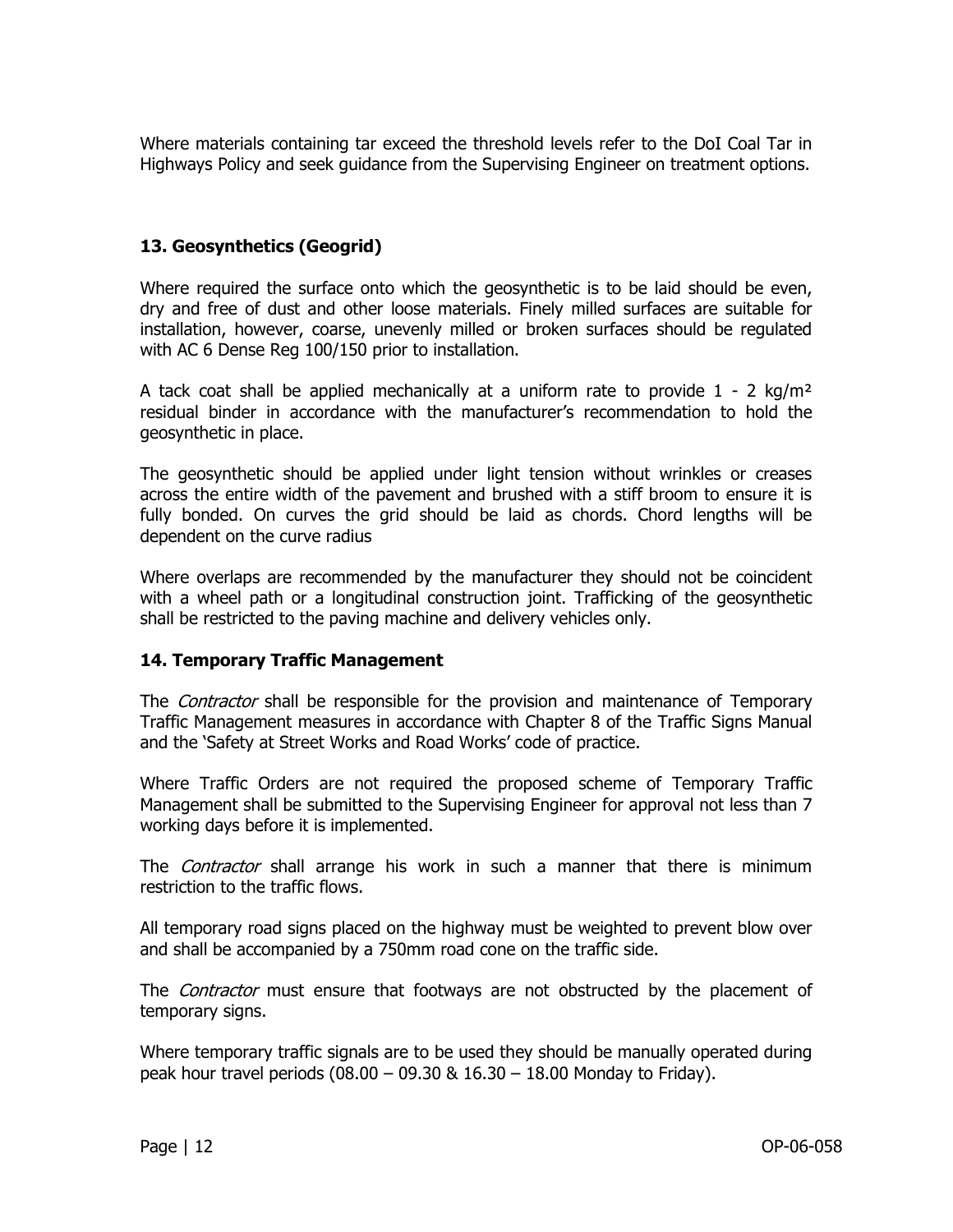Where materials containing tar exceed the threshold levels refer to the DoI Coal Tar in Highways Policy and seek guidance from the Supervising Engineer on treatment options.

## 13. Geosynthetics (Geogrid)

Where required the surface onto which the geosynthetic is to be laid should be even, dry and free of dust and other loose materials. Finely milled surfaces are suitable for installation, however, coarse, unevenly milled or broken surfaces should be regulated with AC 6 Dense Reg 100/150 prior to installation.

A tack coat shall be applied mechanically at a uniform rate to provide 1 - 2 kg/m² residual binder in accordance with the manufacturer's recommendation to hold the geosynthetic in place.

The geosynthetic should be applied under light tension without wrinkles or creases across the entire width of the pavement and brushed with a stiff broom to ensure it is fully bonded. On curves the grid should be laid as chords. Chord lengths will be dependent on the curve radius

Where overlaps are recommended by the manufacturer they should not be coincident with a wheel path or a longitudinal construction joint. Trafficking of the geosynthetic shall be restricted to the paving machine and delivery vehicles only.

## 14. Temporary Traffic Management

The *Contractor* shall be responsible for the provision and maintenance of Temporary Traffic Management measures in accordance with Chapter 8 of the Traffic Signs Manual and the 'Safety at Street Works and Road Works' code of practice.

Where Traffic Orders are not required the proposed scheme of Temporary Traffic Management shall be submitted to the Supervising Engineer for approval not less than 7 working days before it is implemented.

The *Contractor* shall arrange his work in such a manner that there is minimum restriction to the traffic flows.

All temporary road signs placed on the highway must be weighted to prevent blow over and shall be accompanied by a 750mm road cone on the traffic side.

The *Contractor* must ensure that footways are not obstructed by the placement of temporary signs.

Where temporary traffic signals are to be used they should be manually operated during peak hour travel periods (08.00 – 09.30 & 16.30 – 18.00 Monday to Friday).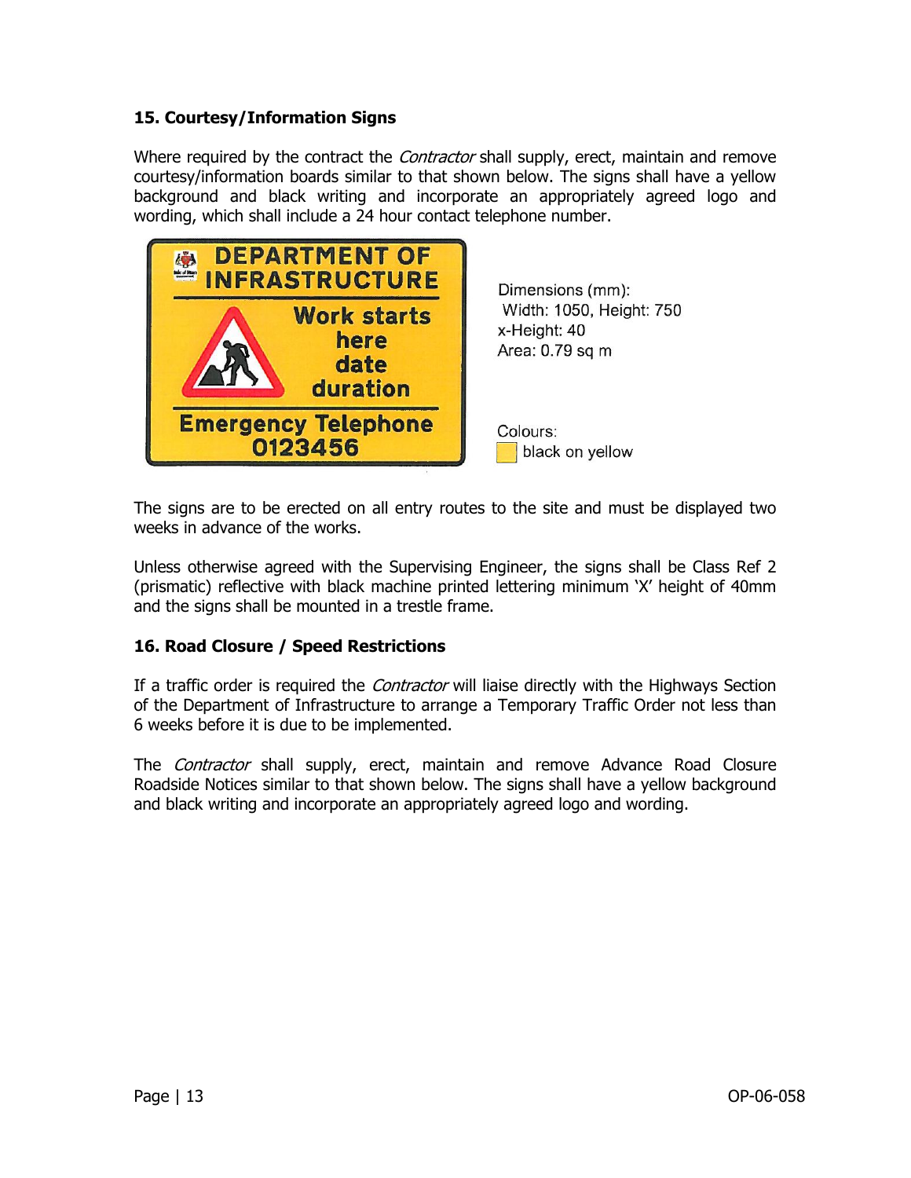## 15. Courtesy/Information Signs

Where required by the contract the *Contractor* shall supply, erect, maintain and remove courtesy/information boards similar to that shown below. The signs shall have a yellow background and black writing and incorporate an appropriately agreed logo and wording, which shall include a 24 hour contact telephone number.

DEPARTMENT OF INFRASTRUCTURE

Work starts here date duration

Emergency Telephone 0123456

Dimensions (mm):
Width: 1050, Height: 750
x-Height: 40
Area: 0.79 sq m

Colours:
black on yellow

The signs are to be erected on all entry routes to the site and must be displayed two weeks in advance of the works.

Unless otherwise agreed with the Supervising Engineer, the signs shall be Class Ref 2 (prismatic) reflective with black machine printed lettering minimum 'X' height of 40mm and the signs shall be mounted in a trestle frame.

## 16. Road Closure / Speed Restrictions

If a traffic order is required the *Contractor* will liaise directly with the Highways Section of the Department of Infrastructure to arrange a Temporary Traffic Order not less than 6 weeks before it is due to be implemented.

The *Contractor* shall supply, erect, maintain and remove Advance Road Closure Roadside Notices similar to that shown below. The signs shall have a yellow background and black writing and incorporate an appropriately agreed logo and wording.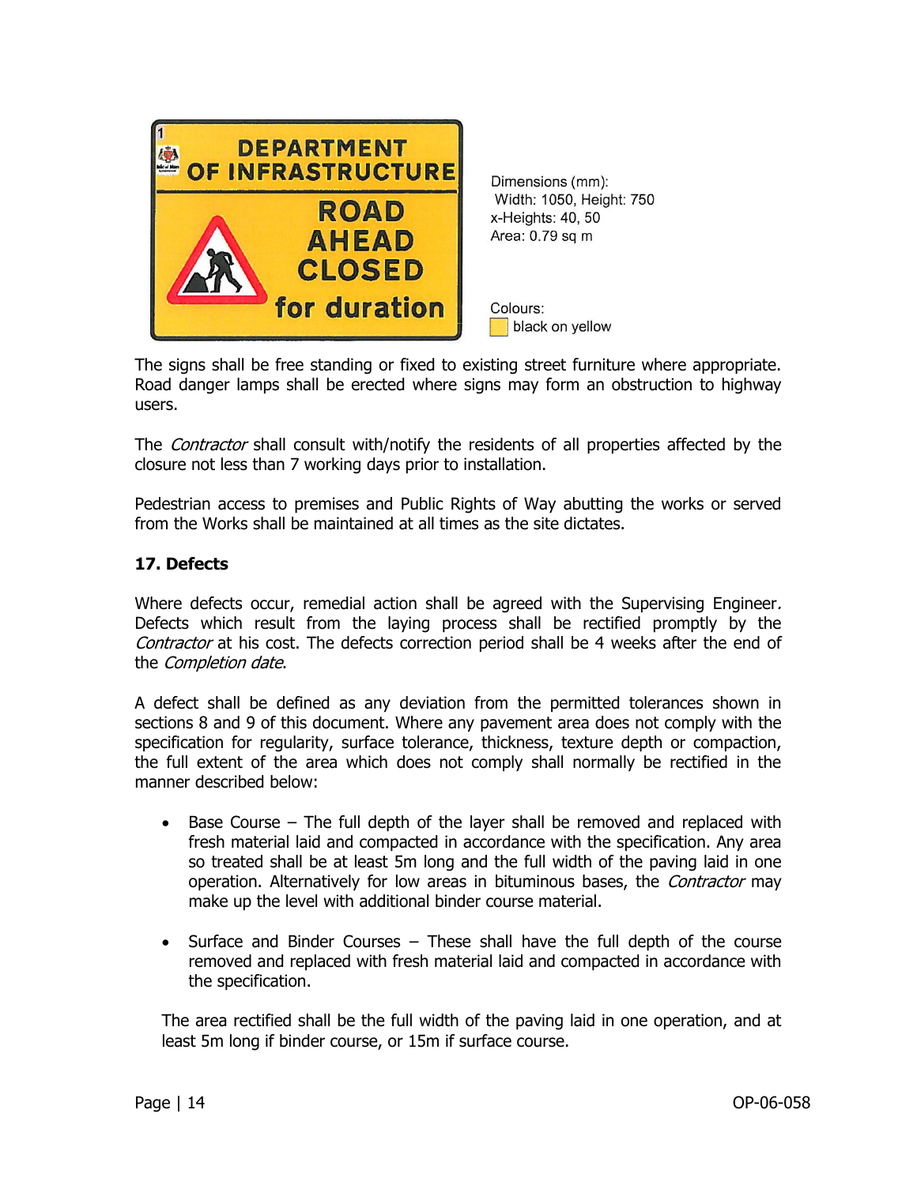Dimensions (mm):
Width: 1050, Height: 750
x-Heights: 40, 50
Area: 0.79 sq m

Colours:
black on yellow

The signs shall be free standing or fixed to existing street furniture where appropriate. Road danger lamps shall be erected where signs may form an obstruction to highway users.

The *Contractor* shall consult with/notify the residents of all properties affected by the closure not less than 7 working days prior to installation.

Pedestrian access to premises and Public Rights of Way abutting the works or served from the Works shall be maintained at all times as the site dictates.

## 17. Defects

Where defects occur, remedial action shall be agreed with the Supervising Engineer. Defects which result from the laying process shall be rectified promptly by the *Contractor* at his cost. The defects correction period shall be 4 weeks after the end of the *Completion date*.

A defect shall be defined as any deviation from the permitted tolerances shown in sections 8 and 9 of this document. Where any pavement area does not comply with the specification for regularity, surface tolerance, thickness, texture depth or compaction, the full extent of the area which does not comply shall normally be rectified in the manner described below:

- Base Course – The full depth of the layer shall be removed and replaced with fresh material laid and compacted in accordance with the specification. Any area so treated shall be at least 5m long and the full width of the paving laid in one operation. Alternatively for low areas in bituminous bases, the *Contractor* may make up the level with additional binder course material.

- Surface and Binder Courses – These shall have the full depth of the course removed and replaced with fresh material laid and compacted in accordance with the specification.

The area rectified shall be the full width of the paving laid in one operation, and at least 5m long if binder course, or 15m if surface course.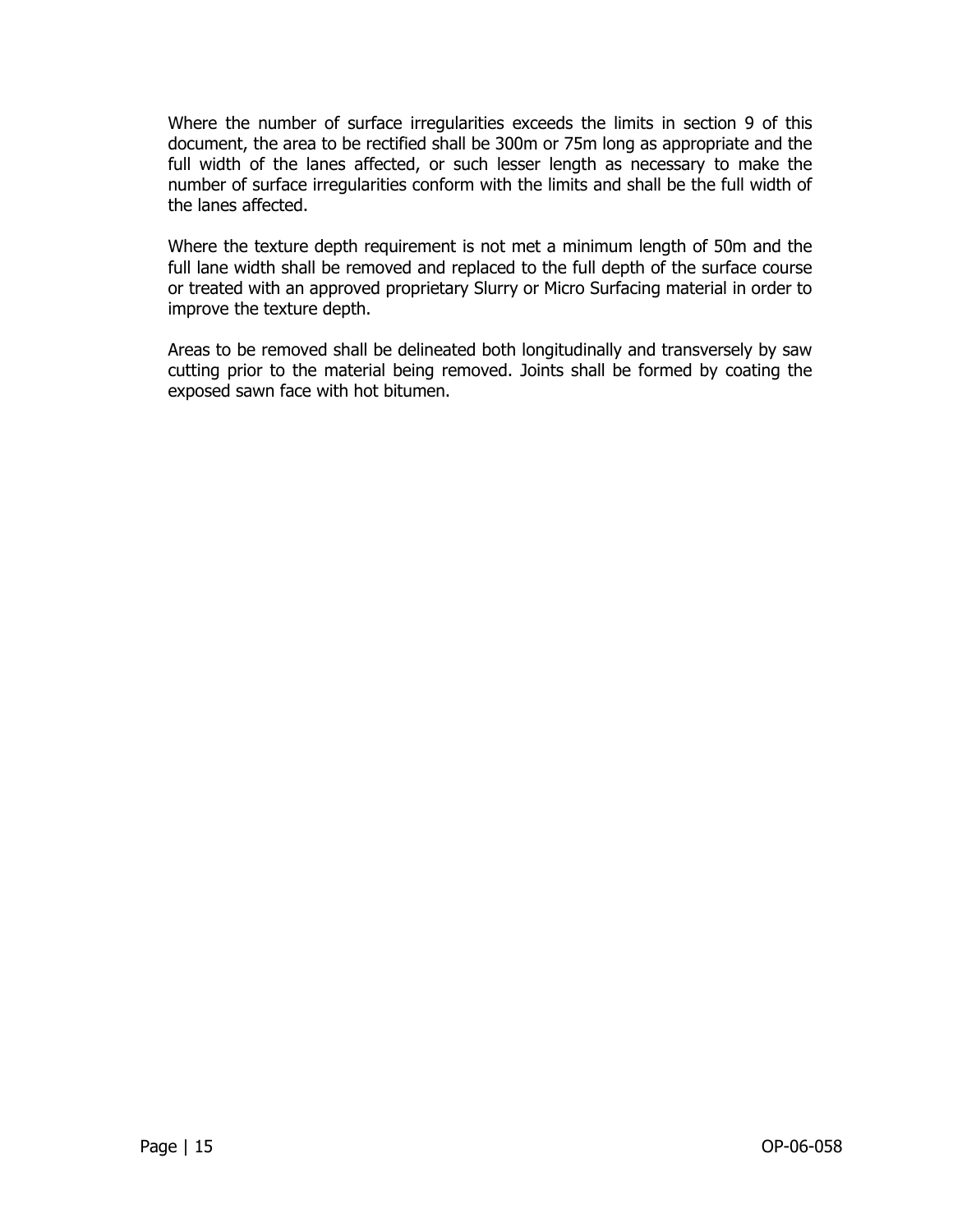Where the number of surface irregularities exceeds the limits in section 9 of this document, the area to be rectified shall be 300m or 75m long as appropriate and the full width of the lanes affected, or such lesser length as necessary to make the number of surface irregularities conform with the limits and shall be the full width of the lanes affected.

Where the texture depth requirement is not met a minimum length of 50m and the full lane width shall be removed and replaced to the full depth of the surface course or treated with an approved proprietary Slurry or Micro Surfacing material in order to improve the texture depth.

Areas to be removed shall be delineated both longitudinally and transversely by saw cutting prior to the material being removed. Joints shall be formed by coating the exposed sawn face with hot bitumen.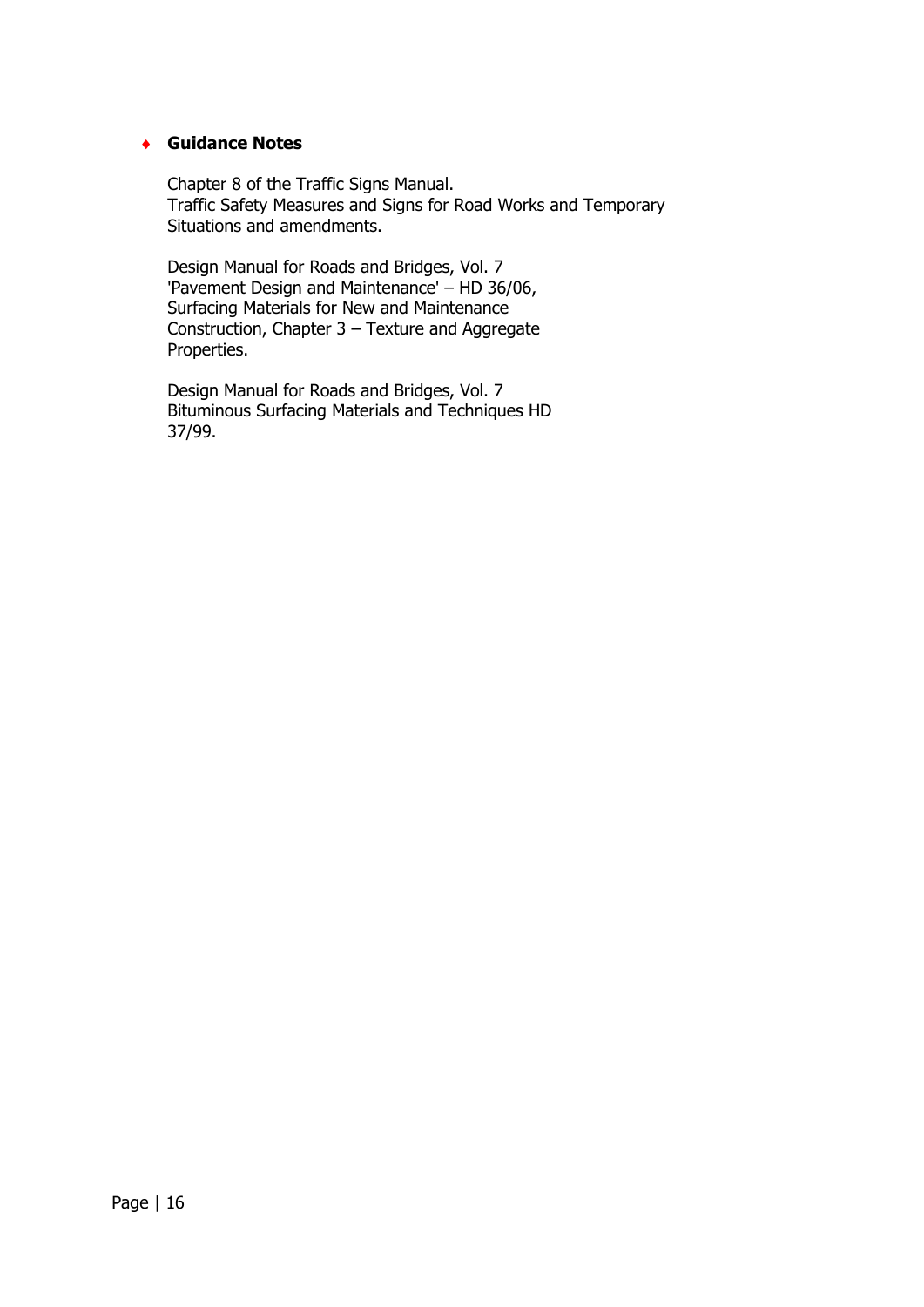- **Guidance Notes**

  Chapter 8 of the Traffic Signs Manual.
  Traffic Safety Measures and Signs for Road Works and Temporary Situations and amendments.

  Design Manual for Roads and Bridges, Vol. 7 'Pavement Design and Maintenance' – HD 36/06, Surfacing Materials for New and Maintenance Construction, Chapter 3 – Texture and Aggregate Properties.

  Design Manual for Roads and Bridges, Vol. 7 Bituminous Surfacing Materials and Techniques HD 37/99.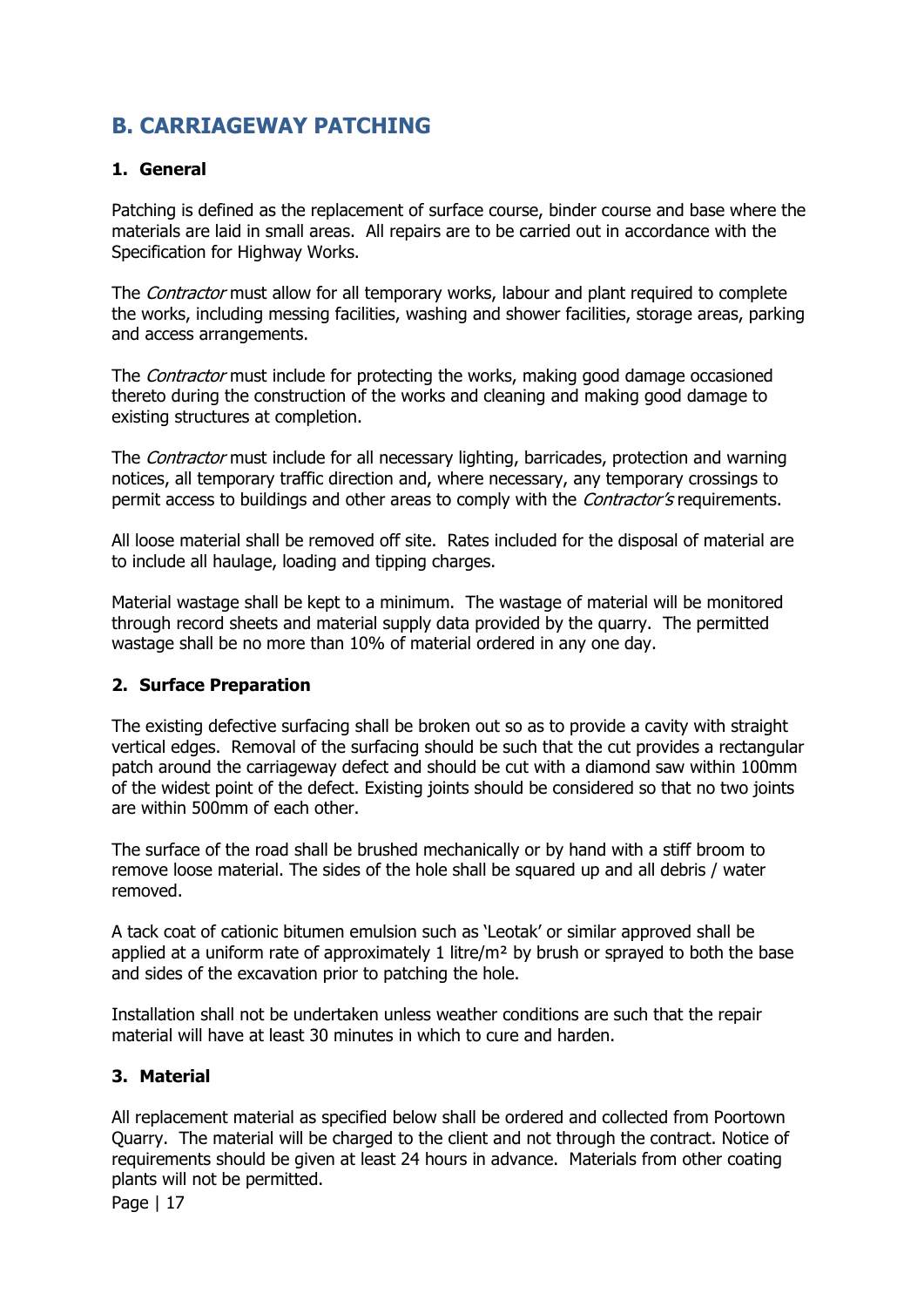## B. CARRIAGEWAY PATCHING

### 1. General

Patching is defined as the replacement of surface course, binder course and base where the materials are laid in small areas. All repairs are to be carried out in accordance with the Specification for Highway Works.

The *Contractor* must allow for all temporary works, labour and plant required to complete the works, including messing facilities, washing and shower facilities, storage areas, parking and access arrangements.

The *Contractor* must include for protecting the works, making good damage occasioned thereto during the construction of the works and cleaning and making good damage to existing structures at completion.

The *Contractor* must include for all necessary lighting, barricades, protection and warning notices, all temporary traffic direction and, where necessary, any temporary crossings to permit access to buildings and other areas to comply with the *Contractor's* requirements.

All loose material shall be removed off site. Rates included for the disposal of material are to include all haulage, loading and tipping charges.

Material wastage shall be kept to a minimum. The wastage of material will be monitored through record sheets and material supply data provided by the quarry. The permitted wastage shall be no more than 10% of material ordered in any one day.

### 2. Surface Preparation

The existing defective surfacing shall be broken out so as to provide a cavity with straight vertical edges. Removal of the surfacing should be such that the cut provides a rectangular patch around the carriageway defect and should be cut with a diamond saw within 100mm of the widest point of the defect. Existing joints should be considered so that no two joints are within 500mm of each other.

The surface of the road shall be brushed mechanically or by hand with a stiff broom to remove loose material. The sides of the hole shall be squared up and all debris / water removed.

A tack coat of cationic bitumen emulsion such as 'Leotak' or similar approved shall be applied at a uniform rate of approximately 1 litre/m² by brush or sprayed to both the base and sides of the excavation prior to patching the hole.

Installation shall not be undertaken unless weather conditions are such that the repair material will have at least 30 minutes in which to cure and harden.

### 3. Material

All replacement material as specified below shall be ordered and collected from Poortown Quarry. The material will be charged to the client and not through the contract. Notice of requirements should be given at least 24 hours in advance. Materials from other coating plants will not be permitted.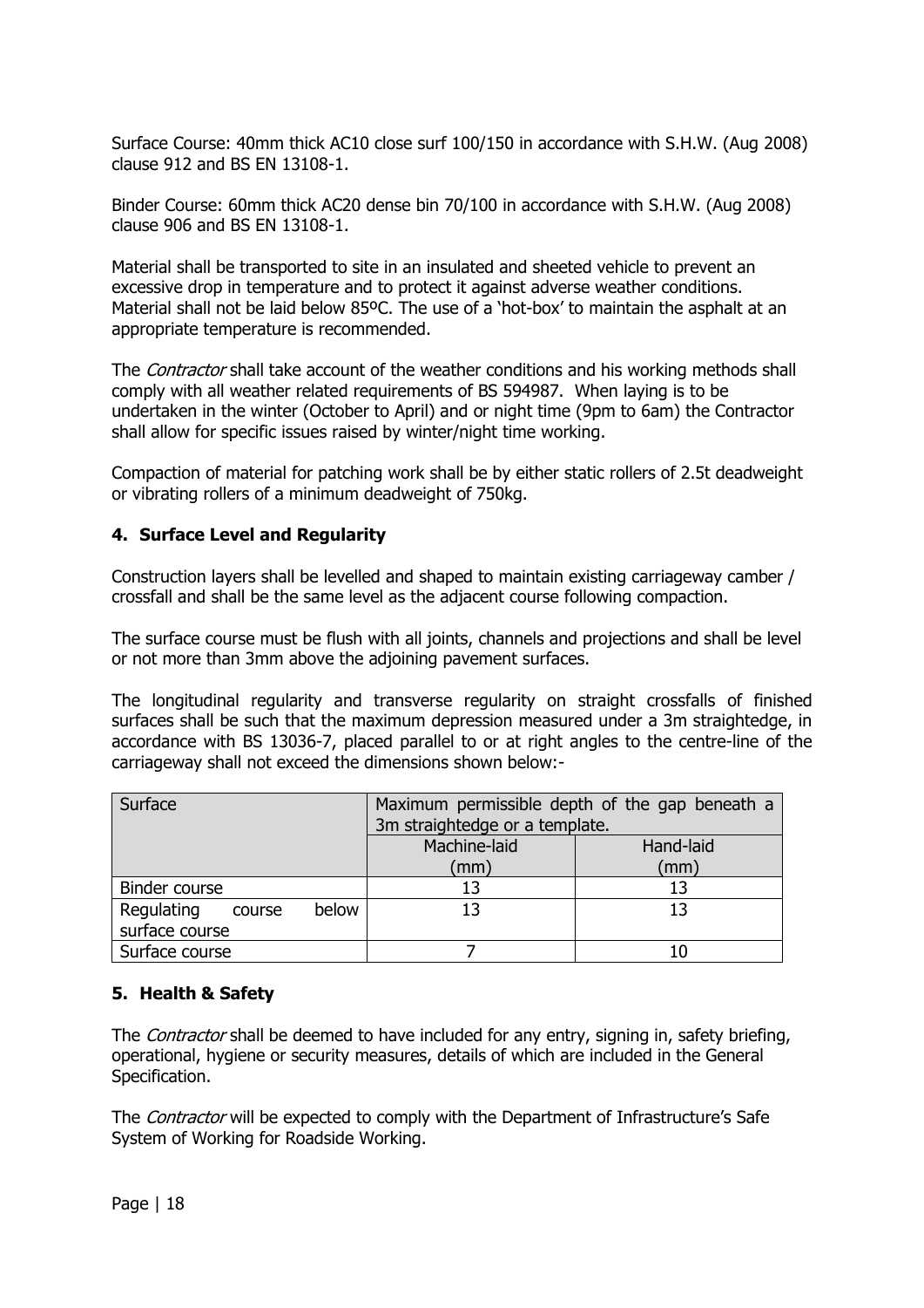Surface Course: 40mm thick AC10 close surf 100/150 in accordance with S.H.W. (Aug 2008) clause 912 and BS EN 13108-1.

Binder Course: 60mm thick AC20 dense bin 70/100 in accordance with S.H.W. (Aug 2008) clause 906 and BS EN 13108-1.

Material shall be transported to site in an insulated and sheeted vehicle to prevent an excessive drop in temperature and to protect it against adverse weather conditions. Material shall not be laid below 85ºC. The use of a 'hot-box' to maintain the asphalt at an appropriate temperature is recommended.

The *Contractor* shall take account of the weather conditions and his working methods shall comply with all weather related requirements of BS 594987. When laying is to be undertaken in the winter (October to April) and or night time (9pm to 6am) the Contractor shall allow for specific issues raised by winter/night time working.

Compaction of material for patching work shall be by either static rollers of 2.5t deadweight or vibrating rollers of a minimum deadweight of 750kg.

## 4. Surface Level and Regularity

Construction layers shall be levelled and shaped to maintain existing carriageway camber / crossfall and shall be the same level as the adjacent course following compaction.

The surface course must be flush with all joints, channels and projections and shall be level or not more than 3mm above the adjoining pavement surfaces.

The longitudinal regularity and transverse regularity on straight crossfalls of finished surfaces shall be such that the maximum depression measured under a 3m straightedge, in accordance with BS 13036-7, placed parallel to or at right angles to the centre-line of the carriageway shall not exceed the dimensions shown below:-

| Surface | Maximum permissible depth of the gap beneath a 3m straightedge or a template. | |
|---|---|---|
| | Machine-laid (mm) | Hand-laid (mm) |
| Binder course | 13 | 13 |
| Regulating course below surface course | 13 | 13 |
| Surface course | 7 | 10 |

## 5. Health & Safety

The *Contractor* shall be deemed to have included for any entry, signing in, safety briefing, operational, hygiene or security measures, details of which are included in the General Specification.

The *Contractor* will be expected to comply with the Department of Infrastructure's Safe System of Working for Roadside Working.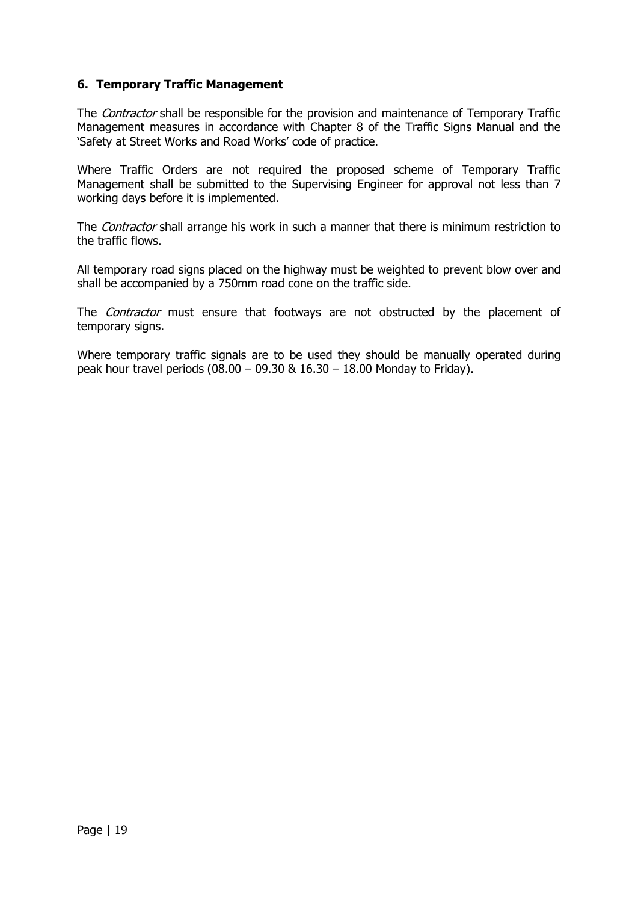## 6. Temporary Traffic Management

The *Contractor* shall be responsible for the provision and maintenance of Temporary Traffic Management measures in accordance with Chapter 8 of the Traffic Signs Manual and the 'Safety at Street Works and Road Works' code of practice.

Where Traffic Orders are not required the proposed scheme of Temporary Traffic Management shall be submitted to the Supervising Engineer for approval not less than 7 working days before it is implemented.

The *Contractor* shall arrange his work in such a manner that there is minimum restriction to the traffic flows.

All temporary road signs placed on the highway must be weighted to prevent blow over and shall be accompanied by a 750mm road cone on the traffic side.

The *Contractor* must ensure that footways are not obstructed by the placement of temporary signs.

Where temporary traffic signals are to be used they should be manually operated during peak hour travel periods (08.00 – 09.30 & 16.30 – 18.00 Monday to Friday).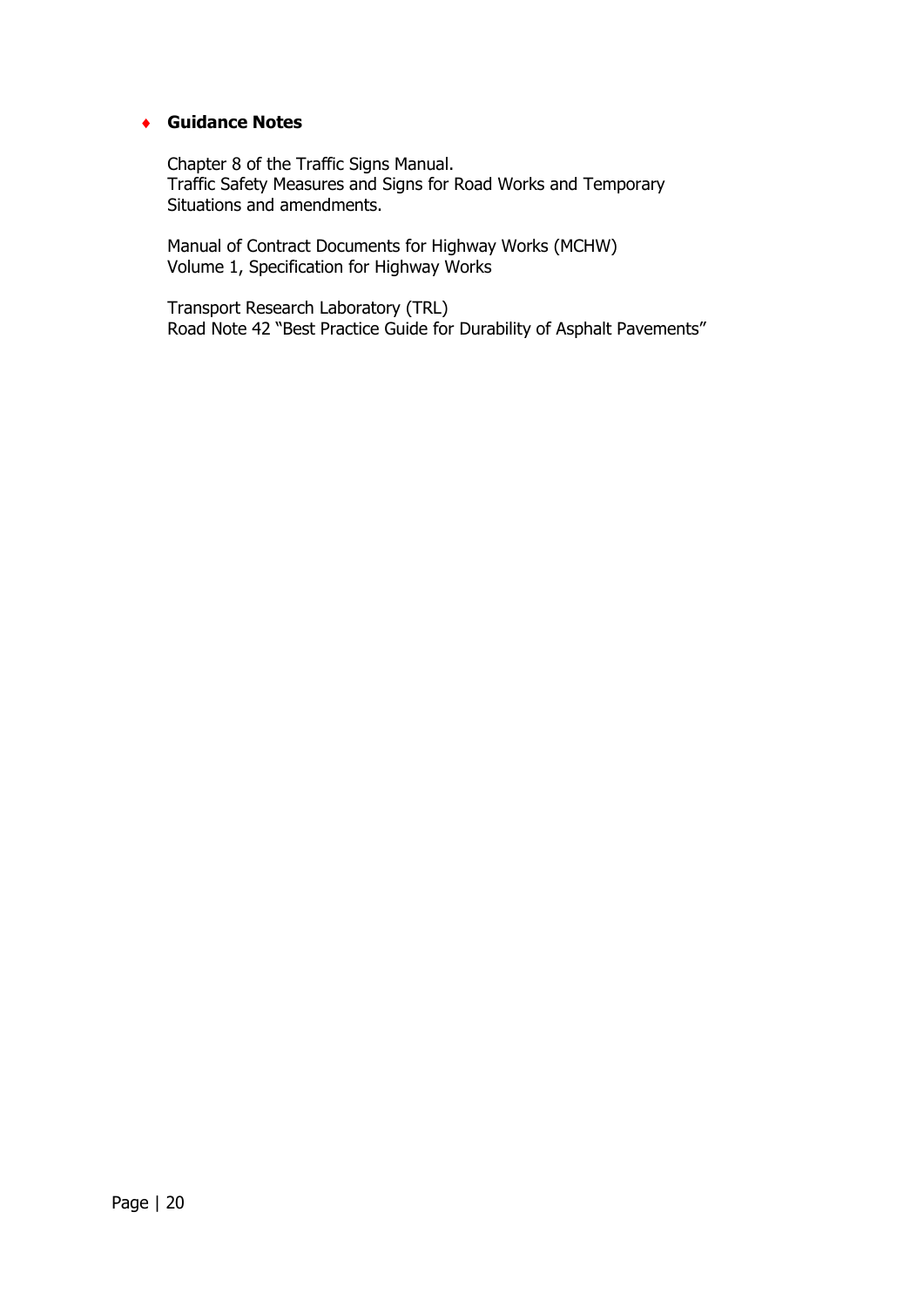- **Guidance Notes**

  Chapter 8 of the Traffic Signs Manual.
  Traffic Safety Measures and Signs for Road Works and Temporary Situations and amendments.

  Manual of Contract Documents for Highway Works (MCHW)
  Volume 1, Specification for Highway Works

  Transport Research Laboratory (TRL)
  Road Note 42 "Best Practice Guide for Durability of Asphalt Pavements"